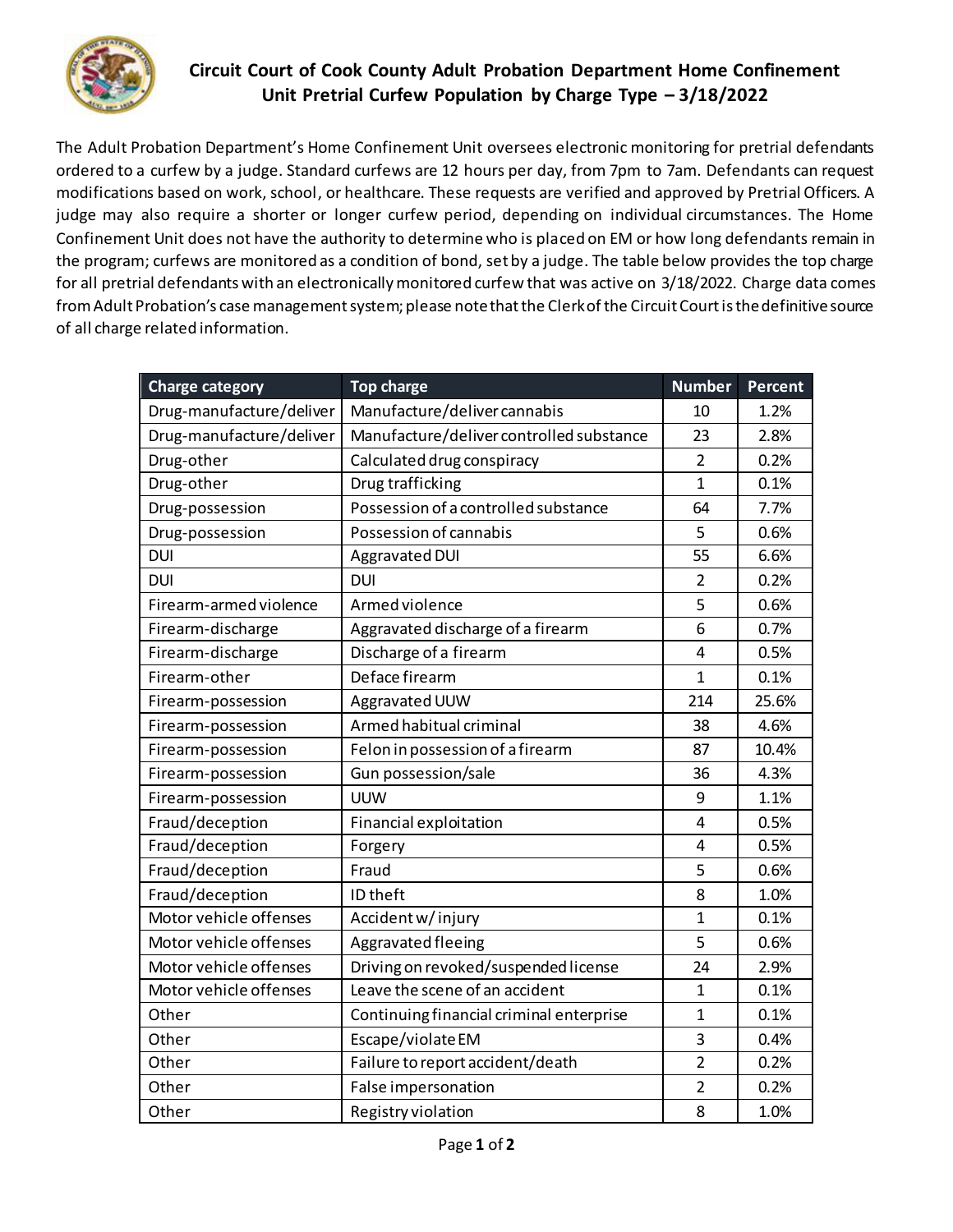## Circuit Court of Cook County Adult Probation Department Home Confinement Unit Pretrial Curfew Population by Charge Type – 3/18/2022

The Adult Probation Department's Home Confinement Unit oversees electronic monitoring for pretrial defendants ordered to a curfew by a judge. Standard curfews are 12 hours per day, from 7pm to 7am. Defendants can request modifications based on work, school, or healthcare. These requests are verified and approved by Pretrial Officers. A judge may also require a shorter or longer curfew period, depending on individual circumstances. The Home Confinement Unit does not have the authority to determine who is placed on EM or how long defendants remain in the program; curfews are monitored as a condition of bond, set by a judge. The table below provides the top charge for all pretrial defendants with an electronically monitored curfew that was active on 3/18/2022. Charge data comes from Adult Probation's case management system; please note that the Clerk of the Circuit Court is the definitive source of all charge related information.

| Charge category | Top charge | Number | Percent |
|---|---|---|---|
| Drug-manufacture/deliver | Manufacture/deliver cannabis | 10 | 1.2% |
| Drug-manufacture/deliver | Manufacture/deliver controlled substance | 23 | 2.8% |
| Drug-other | Calculated drug conspiracy | 2 | 0.2% |
| Drug-other | Drug trafficking | 1 | 0.1% |
| Drug-possession | Possession of a controlled substance | 64 | 7.7% |
| Drug-possession | Possession of cannabis | 5 | 0.6% |
| DUI | Aggravated DUI | 55 | 6.6% |
| DUI | DUI | 2 | 0.2% |
| Firearm-armed violence | Armed violence | 5 | 0.6% |
| Firearm-discharge | Aggravated discharge of a firearm | 6 | 0.7% |
| Firearm-discharge | Discharge of a firearm | 4 | 0.5% |
| Firearm-other | Deface firearm | 1 | 0.1% |
| Firearm-possession | Aggravated UUW | 214 | 25.6% |
| Firearm-possession | Armed habitual criminal | 38 | 4.6% |
| Firearm-possession | Felon in possession of a firearm | 87 | 10.4% |
| Firearm-possession | Gun possession/sale | 36 | 4.3% |
| Firearm-possession | UUW | 9 | 1.1% |
| Fraud/deception | Financial exploitation | 4 | 0.5% |
| Fraud/deception | Forgery | 4 | 0.5% |
| Fraud/deception | Fraud | 5 | 0.6% |
| Fraud/deception | ID theft | 8 | 1.0% |
| Motor vehicle offenses | Accident w/ injury | 1 | 0.1% |
| Motor vehicle offenses | Aggravated fleeing | 5 | 0.6% |
| Motor vehicle offenses | Driving on revoked/suspended license | 24 | 2.9% |
| Motor vehicle offenses | Leave the scene of an accident | 1 | 0.1% |
| Other | Continuing financial criminal enterprise | 1 | 0.1% |
| Other | Escape/violate EM | 3 | 0.4% |
| Other | Failure to report accident/death | 2 | 0.2% |
| Other | False impersonation | 2 | 0.2% |
| Other | Registry violation | 8 | 1.0% |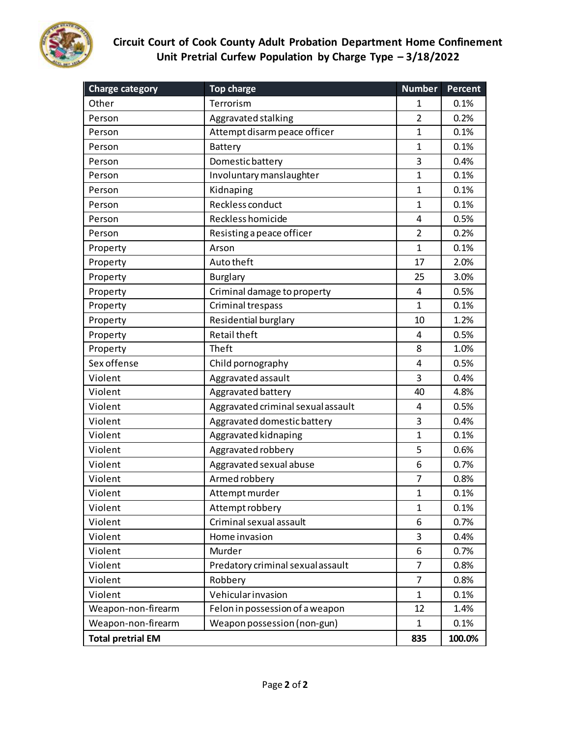## Circuit Court of Cook County Adult Probation Department Home Confinement Unit Pretrial Curfew Population by Charge Type – 3/18/2022

| Charge category | Top charge | Number | Percent |
|---|---|---|---|
| Other | Terrorism | 1 | 0.1% |
| Person | Aggravated stalking | 2 | 0.2% |
| Person | Attempt disarm peace officer | 1 | 0.1% |
| Person | Battery | 1 | 0.1% |
| Person | Domestic battery | 3 | 0.4% |
| Person | Involuntary manslaughter | 1 | 0.1% |
| Person | Kidnaping | 1 | 0.1% |
| Person | Reckless conduct | 1 | 0.1% |
| Person | Reckless homicide | 4 | 0.5% |
| Person | Resisting a peace officer | 2 | 0.2% |
| Property | Arson | 1 | 0.1% |
| Property | Auto theft | 17 | 2.0% |
| Property | Burglary | 25 | 3.0% |
| Property | Criminal damage to property | 4 | 0.5% |
| Property | Criminal trespass | 1 | 0.1% |
| Property | Residential burglary | 10 | 1.2% |
| Property | Retail theft | 4 | 0.5% |
| Property | Theft | 8 | 1.0% |
| Sex offense | Child pornography | 4 | 0.5% |
| Violent | Aggravated assault | 3 | 0.4% |
| Violent | Aggravated battery | 40 | 4.8% |
| Violent | Aggravated criminal sexual assault | 4 | 0.5% |
| Violent | Aggravated domestic battery | 3 | 0.4% |
| Violent | Aggravated kidnaping | 1 | 0.1% |
| Violent | Aggravated robbery | 5 | 0.6% |
| Violent | Aggravated sexual abuse | 6 | 0.7% |
| Violent | Armed robbery | 7 | 0.8% |
| Violent | Attempt murder | 1 | 0.1% |
| Violent | Attempt robbery | 1 | 0.1% |
| Violent | Criminal sexual assault | 6 | 0.7% |
| Violent | Home invasion | 3 | 0.4% |
| Violent | Murder | 6 | 0.7% |
| Violent | Predatory criminal sexual assault | 7 | 0.8% |
| Violent | Robbery | 7 | 0.8% |
| Violent | Vehicular invasion | 1 | 0.1% |
| Weapon-non-firearm | Felon in possession of a weapon | 12 | 1.4% |
| Weapon-non-firearm | Weapon possession (non-gun) | 1 | 0.1% |
| **Total pretrial EM** | | **835** | **100.0%** |